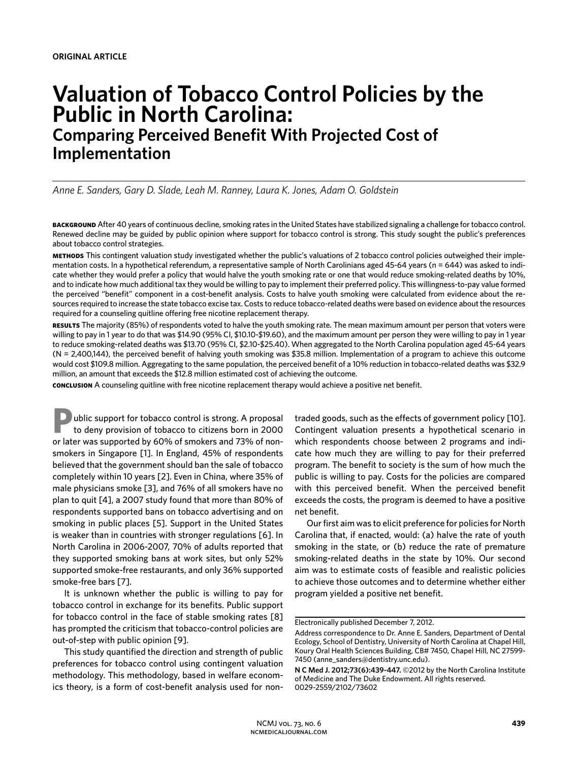**ORIGINAL ARTICLE**

# Valuation of Tobacco Control Policies by the Public in North Carolina:

## Comparing Perceived Benefit With Projected Cost of Implementation

*Anne E. Sanders, Gary D. Slade, Leah M. Ranney, Laura K. Jones, Adam O. Goldstein*

**BACKGROUND** After 40 years of continuous decline, smoking rates in the United States have stabilized signaling a challenge for tobacco control. Renewed decline may be guided by public opinion where support for tobacco control is strong. This study sought the public's preferences about tobacco control strategies.

**METHODS** This contingent valuation study investigated whether the public's valuations of 2 tobacco control policies outweighed their implementation costs. In a hypothetical referendum, a representative sample of North Carolinians aged 45-64 years (n = 644) was asked to indicate whether they would prefer a policy that would halve the youth smoking rate or one that would reduce smoking-related deaths by 10%, and to indicate how much additional tax they would be willing to pay to implement their preferred policy. This willingness-to-pay value formed the perceived "benefit" component in a cost-benefit analysis. Costs to halve youth smoking were calculated from evidence about the resources required to increase the state tobacco excise tax. Costs to reduce tobacco-related deaths were based on evidence about the resources required for a counseling quitline offering free nicotine replacement therapy.

**RESULTS** The majority (85%) of respondents voted to halve the youth smoking rate. The mean maximum amount per person that voters were willing to pay in 1 year to do that was $14.90 (95% CI, $10.10-$19.60), and the maximum amount per person they were willing to pay in 1 year to reduce smoking-related deaths was $13.70 (95% CI, $2.10-$25.40). When aggregated to the North Carolina population aged 45-64 years (N = 2,400,144), the perceived benefit of halving youth smoking was $35.8 million. Implementation of a program to achieve this outcome would cost $109.8 million. Aggregating to the same population, the perceived benefit of a 10% reduction in tobacco-related deaths was $32.9 million, an amount that exceeds the $12.8 million estimated cost of achieving the outcome.

**CONCLUSION** A counseling quitline with free nicotine replacement therapy would achieve a positive net benefit.

Public support for tobacco control is strong. A proposal to deny provision of tobacco to citizens born in 2000 or later was supported by 60% of smokers and 73% of non-smokers in Singapore [1]. In England, 45% of respondents believed that the government should ban the sale of tobacco completely within 10 years [2]. Even in China, where 35% of male physicians smoke [3], and 76% of all smokers have no plan to quit [4], a 2007 study found that more than 80% of respondents supported bans on tobacco advertising and on smoking in public places [5]. Support in the United States is weaker than in countries with stronger regulations [6]. In North Carolina in 2006-2007, 70% of adults reported that they supported smoking bans at work sites, but only 52% supported smoke-free restaurants, and only 36% supported smoke-free bars [7].

It is unknown whether the public is willing to pay for tobacco control in exchange for its benefits. Public support for tobacco control in the face of stable smoking rates [8] has prompted the criticism that tobacco-control policies are out-of-step with public opinion [9].

This study quantified the direction and strength of public preferences for tobacco control using contingent valuation methodology. This methodology, based in welfare economics theory, is a form of cost-benefit analysis used for non-traded goods, such as the effects of government policy [10]. Contingent valuation presents a hypothetical scenario in which respondents choose between 2 programs and indicate how much they are willing to pay for their preferred program. The benefit to society is the sum of how much the public is willing to pay. Costs for the policies are compared with this perceived benefit. When the perceived benefit exceeds the costs, the program is deemed to have a positive net benefit.

Our first aim was to elicit preference for policies for North Carolina that, if enacted, would: (a) halve the rate of youth smoking in the state, or (b) reduce the rate of premature smoking-related deaths in the state by 10%. Our second aim was to estimate costs of feasible and realistic policies to achieve those outcomes and to determine whether either program yielded a positive net benefit.

---

Electronically published December 7, 2012.

Address correspondence to Dr. Anne E. Sanders, Department of Dental Ecology, School of Dentistry, University of North Carolina at Chapel Hill, Koury Oral Health Sciences Building, CB# 7450, Chapel Hill, NC 27599-7450 (anne_sanders@dentistry.unc.edu).

**N C Med J. 2012;73(6):439-447.** ©2012 by the North Carolina Institute of Medicine and The Duke Endowment. All rights reserved. 0029-2559/2102/73602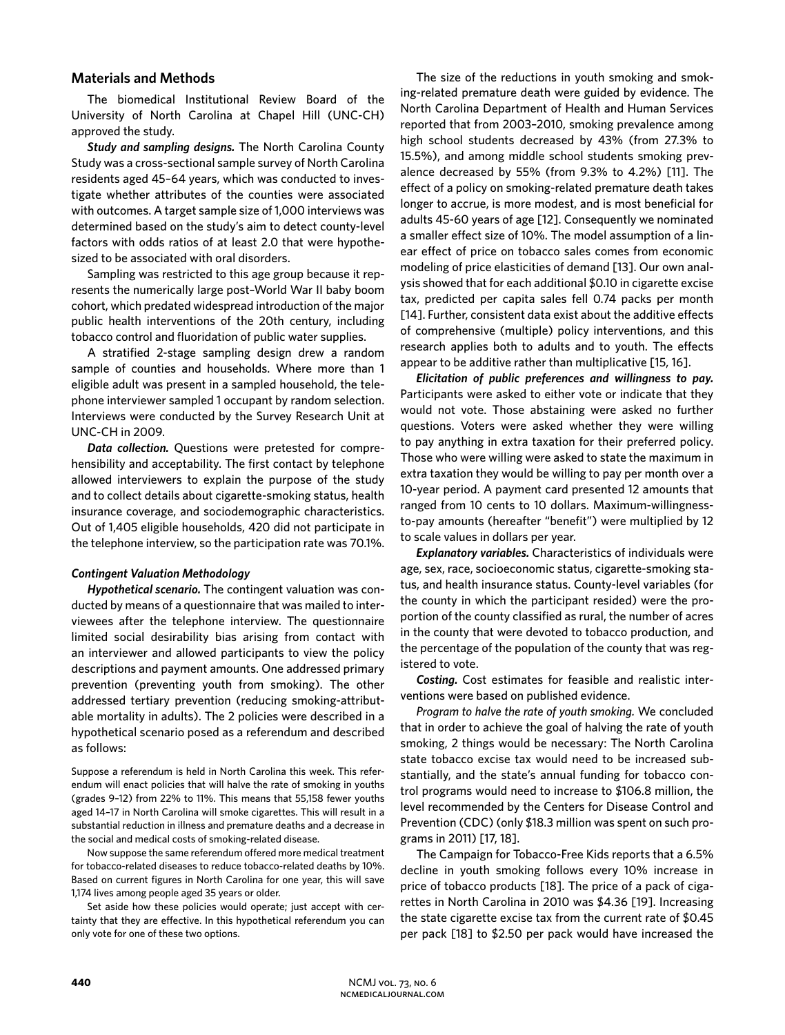## Materials and Methods

The biomedical Institutional Review Board of the University of North Carolina at Chapel Hill (UNC-CH) approved the study.

***Study and sampling designs.*** The North Carolina County Study was a cross-sectional sample survey of North Carolina residents aged 45–64 years, which was conducted to investigate whether attributes of the counties were associated with outcomes. A target sample size of 1,000 interviews was determined based on the study's aim to detect county-level factors with odds ratios of at least 2.0 that were hypothesized to be associated with oral disorders.

Sampling was restricted to this age group because it represents the numerically large post–World War II baby boom cohort, which predated widespread introduction of the major public health interventions of the 20th century, including tobacco control and fluoridation of public water supplies.

A stratified 2-stage sampling design drew a random sample of counties and households. Where more than 1 eligible adult was present in a sampled household, the telephone interviewer sampled 1 occupant by random selection. Interviews were conducted by the Survey Research Unit at UNC-CH in 2009.

***Data collection.*** Questions were pretested for comprehensibility and acceptability. The first contact by telephone allowed interviewers to explain the purpose of the study and to collect details about cigarette-smoking status, health insurance coverage, and sociodemographic characteristics. Out of 1,405 eligible households, 420 did not participate in the telephone interview, so the participation rate was 70.1%.

### *Contingent Valuation Methodology*

***Hypothetical scenario.*** The contingent valuation was conducted by means of a questionnaire that was mailed to interviewees after the telephone interview. The questionnaire limited social desirability bias arising from contact with an interviewer and allowed participants to view the policy descriptions and payment amounts. One addressed primary prevention (preventing youth from smoking). The other addressed tertiary prevention (reducing smoking-attributable mortality in adults). The 2 policies were described in a hypothetical scenario posed as a referendum and described as follows:

> Suppose a referendum is held in North Carolina this week. This referendum will enact policies that will halve the rate of smoking in youths (grades 9–12) from 22% to 11%. This means that 55,158 fewer youths aged 14–17 in North Carolina will smoke cigarettes. This will result in a substantial reduction in illness and premature deaths and a decrease in the social and medical costs of smoking-related disease.
>
> Now suppose the same referendum offered more medical treatment for tobacco-related diseases to reduce tobacco-related deaths by 10%. Based on current figures in North Carolina for one year, this will save 1,174 lives among people aged 35 years or older.
>
> Set aside how these policies would operate; just accept with certainty that they are effective. In this hypothetical referendum you can only vote for one of these two options.

The size of the reductions in youth smoking and smoking-related premature death were guided by evidence. The North Carolina Department of Health and Human Services reported that from 2003–2010, smoking prevalence among high school students decreased by 43% (from 27.3% to 15.5%), and among middle school students smoking prevalence decreased by 55% (from 9.3% to 4.2%) [11]. The effect of a policy on smoking-related premature death takes longer to accrue, is more modest, and is most beneficial for adults 45-60 years of age [12]. Consequently we nominated a smaller effect size of 10%. The model assumption of a linear effect of price on tobacco sales comes from economic modeling of price elasticities of demand [13]. Our own analysis showed that for each additional $0.10 in cigarette excise tax, predicted per capita sales fell 0.74 packs per month [14]. Further, consistent data exist about the additive effects of comprehensive (multiple) policy interventions, and this research applies both to adults and to youth. The effects appear to be additive rather than multiplicative [15, 16].

***Elicitation of public preferences and willingness to pay.*** Participants were asked to either vote or indicate that they would not vote. Those abstaining were asked no further questions. Voters were asked whether they were willing to pay anything in extra taxation for their preferred policy. Those who were willing were asked to state the maximum in extra taxation they would be willing to pay per month over a 10-year period. A payment card presented 12 amounts that ranged from 10 cents to 10 dollars. Maximum-willingness-to-pay amounts (hereafter "benefit") were multiplied by 12 to scale values in dollars per year.

***Explanatory variables.*** Characteristics of individuals were age, sex, race, socioeconomic status, cigarette-smoking status, and health insurance status. County-level variables (for the county in which the participant resided) were the proportion of the county classified as rural, the number of acres in the county that were devoted to tobacco production, and the percentage of the population of the county that was registered to vote.

***Costing.*** Cost estimates for feasible and realistic interventions were based on published evidence.

*Program to halve the rate of youth smoking.* We concluded that in order to achieve the goal of halving the rate of youth smoking, 2 things would be necessary: The North Carolina state tobacco excise tax would need to be increased substantially, and the state's annual funding for tobacco control programs would need to increase to $106.8 million, the level recommended by the Centers for Disease Control and Prevention (CDC) (only $18.3 million was spent on such programs in 2011) [17, 18].

The Campaign for Tobacco-Free Kids reports that a 6.5% decline in youth smoking follows every 10% increase in price of tobacco products [18]. The price of a pack of cigarettes in North Carolina in 2010 was $4.36 [19]. Increasing the state cigarette excise tax from the current rate of $0.45 per pack [18] to $2.50 per pack would have increased the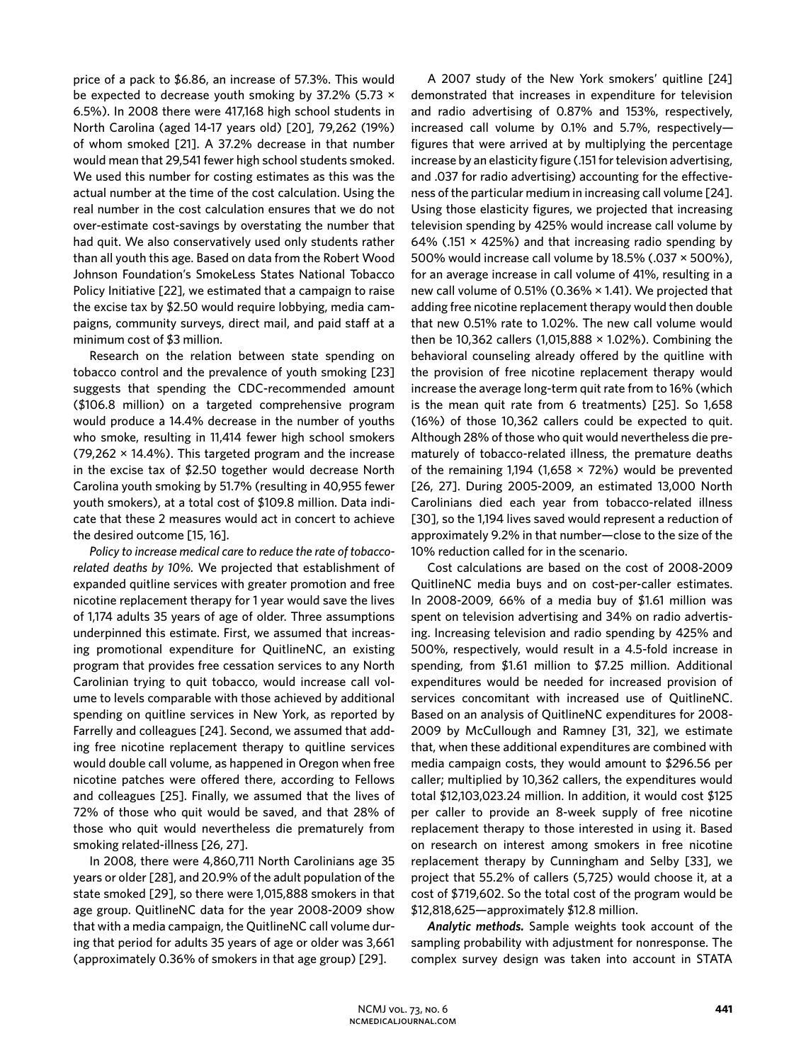price of a pack to \$6.86, an increase of 57.3%. This would be expected to decrease youth smoking by 37.2% (5.73 × 6.5%). In 2008 there were 417,168 high school students in North Carolina (aged 14-17 years old) [20], 79,262 (19%) of whom smoked [21]. A 37.2% decrease in that number would mean that 29,541 fewer high school students smoked. We used this number for costing estimates as this was the actual number at the time of the cost calculation. Using the real number in the cost calculation ensures that we do not over-estimate cost-savings by overstating the number that had quit. We also conservatively used only students rather than all youth this age. Based on data from the Robert Wood Johnson Foundation's SmokeLess States National Tobacco Policy Initiative [22], we estimated that a campaign to raise the excise tax by \$2.50 would require lobbying, media campaigns, community surveys, direct mail, and paid staff at a minimum cost of \$3 million.

Research on the relation between state spending on tobacco control and the prevalence of youth smoking [23] suggests that spending the CDC-recommended amount (\$106.8 million) on a targeted comprehensive program would produce a 14.4% decrease in the number of youths who smoke, resulting in 11,414 fewer high school smokers (79,262 × 14.4%). This targeted program and the increase in the excise tax of \$2.50 together would decrease North Carolina youth smoking by 51.7% (resulting in 40,955 fewer youth smokers), at a total cost of \$109.8 million. Data indicate that these 2 measures would act in concert to achieve the desired outcome [15, 16].

*Policy to increase medical care to reduce the rate of tobacco-related deaths by 10%.* We projected that establishment of expanded quitline services with greater promotion and free nicotine replacement therapy for 1 year would save the lives of 1,174 adults 35 years of age of older. Three assumptions underpinned this estimate. First, we assumed that increasing promotional expenditure for QuitlineNC, an existing program that provides free cessation services to any North Carolinian trying to quit tobacco, would increase call volume to levels comparable with those achieved by additional spending on quitline services in New York, as reported by Farrelly and colleagues [24]. Second, we assumed that adding free nicotine replacement therapy to quitline services would double call volume, as happened in Oregon when free nicotine patches were offered there, according to Fellows and colleagues [25]. Finally, we assumed that the lives of 72% of those who quit would be saved, and that 28% of those who quit would nevertheless die prematurely from smoking related-illness [26, 27].

In 2008, there were 4,860,711 North Carolinians age 35 years or older [28], and 20.9% of the adult population of the state smoked [29], so there were 1,015,888 smokers in that age group. QuitlineNC data for the year 2008-2009 show that with a media campaign, the QuitlineNC call volume during that period for adults 35 years of age or older was 3,661 (approximately 0.36% of smokers in that age group) [29].

A 2007 study of the New York smokers' quitline [24] demonstrated that increases in expenditure for television and radio advertising of 0.87% and 153%, respectively, increased call volume by 0.1% and 5.7%, respectively—figures that were arrived at by multiplying the percentage increase by an elasticity figure (.151 for television advertising, and .037 for radio advertising) accounting for the effectiveness of the particular medium in increasing call volume [24]. Using those elasticity figures, we projected that increasing television spending by 425% would increase call volume by 64% (.151 × 425%) and that increasing radio spending by 500% would increase call volume by 18.5% (.037 × 500%), for an average increase in call volume of 41%, resulting in a new call volume of 0.51% (0.36% × 1.41). We projected that adding free nicotine replacement therapy would then double that new 0.51% rate to 1.02%. The new call volume would then be 10,362 callers (1,015,888 × 1.02%). Combining the behavioral counseling already offered by the quitline with the provision of free nicotine replacement therapy would increase the average long-term quit rate from to 16% (which is the mean quit rate from 6 treatments) [25]. So 1,658 (16%) of those 10,362 callers could be expected to quit. Although 28% of those who quit would nevertheless die prematurely of tobacco-related illness, the premature deaths of the remaining 1,194 (1,658 × 72%) would be prevented [26, 27]. During 2005-2009, an estimated 13,000 North Carolinians died each year from tobacco-related illness [30], so the 1,194 lives saved would represent a reduction of approximately 9.2% in that number—close to the size of the 10% reduction called for in the scenario.

Cost calculations are based on the cost of 2008-2009 QuitlineNC media buys and on cost-per-caller estimates. In 2008-2009, 66% of a media buy of \$1.61 million was spent on television advertising and 34% on radio advertising. Increasing television and radio spending by 425% and 500%, respectively, would result in a 4.5-fold increase in spending, from \$1.61 million to \$7.25 million. Additional expenditures would be needed for increased provision of services concomitant with increased use of QuitlineNC. Based on an analysis of QuitlineNC expenditures for 2008-2009 by McCullough and Ramney [31, 32], we estimate that, when these additional expenditures are combined with media campaign costs, they would amount to \$296.56 per caller; multiplied by 10,362 callers, the expenditures would total \$12,103,023.24 million. In addition, it would cost \$125 per caller to provide an 8-week supply of free nicotine replacement therapy to those interested in using it. Based on research on interest among smokers in free nicotine replacement therapy by Cunningham and Selby [33], we project that 55.2% of callers (5,725) would choose it, at a cost of \$719,602. So the total cost of the program would be \$12,818,625—approximately \$12.8 million.

*Analytic methods.* Sample weights took account of the sampling probability with adjustment for nonresponse. The complex survey design was taken into account in STATA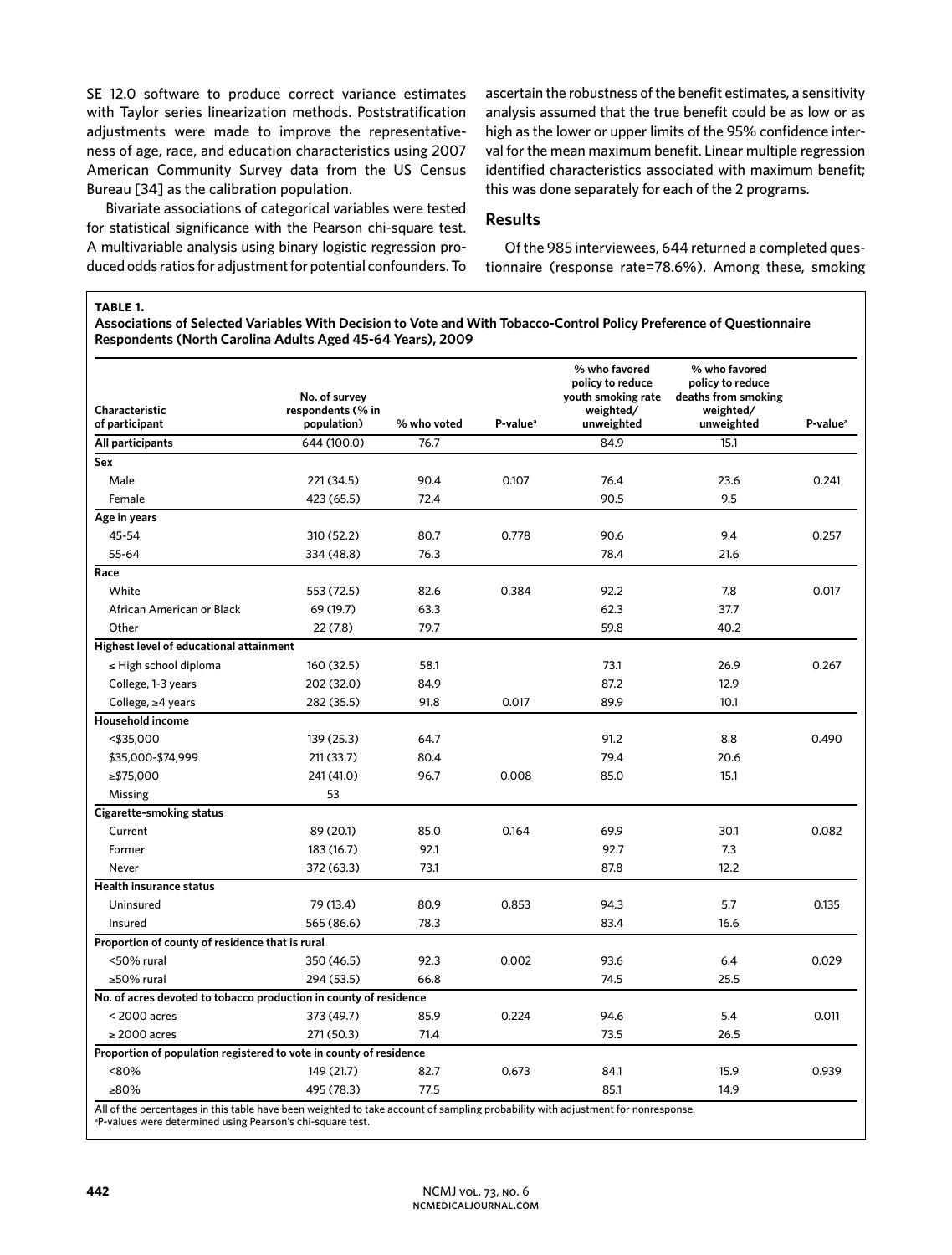SE 12.0 software to produce correct variance estimates with Taylor series linearization methods. Poststratification adjustments were made to improve the representativeness of age, race, and education characteristics using 2007 American Community Survey data from the US Census Bureau [34] as the calibration population.

Bivariate associations of categorical variables were tested for statistical significance with the Pearson chi-square test. A multivariable analysis using binary logistic regression produced odds ratios for adjustment for potential confounders. To ascertain the robustness of the benefit estimates, a sensitivity analysis assumed that the true benefit could be as low or as high as the lower or upper limits of the 95% confidence interval for the mean maximum benefit. Linear multiple regression identified characteristics associated with maximum benefit; this was done separately for each of the 2 programs.

## Results

Of the 985 interviewees, 644 returned a completed questionnaire (response rate=78.6%). Among these, smoking

**TABLE 1.**
**Associations of Selected Variables With Decision to Vote and With Tobacco-Control Policy Preference of Questionnaire Respondents (North Carolina Adults Aged 45-64 Years), 2009**

| Characteristic of participant | No. of survey respondents (% in population) | % who voted | P-value[a] | % who favored policy to reduce youth smoking rate weighted/ unweighted | % who favored policy to reduce deaths from smoking weighted/ unweighted | P-value[a] |
|---|---|---|---|---|---|---|
| **All participants** | 644 (100.0) | 76.7 | | 84.9 | 15.1 | |
| **Sex** | | | | | | |
| Male | 221 (34.5) | 90.4 | 0.107 | 76.4 | 23.6 | 0.241 |
| Female | 423 (65.5) | 72.4 | | 90.5 | 9.5 | |
| **Age in years** | | | | | | |
| 45-54 | 310 (52.2) | 80.7 | 0.778 | 90.6 | 9.4 | 0.257 |
| 55-64 | 334 (48.8) | 76.3 | | 78.4 | 21.6 | |
| **Race** | | | | | | |
| White | 553 (72.5) | 82.6 | 0.384 | 92.2 | 7.8 | 0.017 |
| African American or Black | 69 (19.7) | 63.3 | | 62.3 | 37.7 | |
| Other | 22 (7.8) | 79.7 | | 59.8 | 40.2 | |
| **Highest level of educational attainment** | | | | | | |
| ≤ High school diploma | 160 (32.5) | 58.1 | | 73.1 | 26.9 | 0.267 |
| College, 1-3 years | 202 (32.0) | 84.9 | | 87.2 | 12.9 | |
| College, ≥4 years | 282 (35.5) | 91.8 | 0.017 | 89.9 | 10.1 | |
| **Household income** | | | | | | |
| <$35,000 | 139 (25.3) | 64.7 | | 91.2 | 8.8 | 0.490 |
| $35,000-$74,999 | 211 (33.7) | 80.4 | | 79.4 | 20.6 | |
| ≥$75,000 | 241 (41.0) | 96.7 | 0.008 | 85.0 | 15.1 | |
| Missing | 53 | | | | | |
| **Cigarette-smoking status** | | | | | | |
| Current | 89 (20.1) | 85.0 | 0.164 | 69.9 | 30.1 | 0.082 |
| Former | 183 (16.7) | 92.1 | | 92.7 | 7.3 | |
| Never | 372 (63.3) | 73.1 | | 87.8 | 12.2 | |
| **Health insurance status** | | | | | | |
| Uninsured | 79 (13.4) | 80.9 | 0.853 | 94.3 | 5.7 | 0.135 |
| Insured | 565 (86.6) | 78.3 | | 83.4 | 16.6 | |
| **Proportion of county of residence that is rural** | | | | | | |
| <50% rural | 350 (46.5) | 92.3 | 0.002 | 93.6 | 6.4 | 0.029 |
| ≥50% rural | 294 (53.5) | 66.8 | | 74.5 | 25.5 | |
| **No. of acres devoted to tobacco production in county of residence** | | | | | | |
| < 2000 acres | 373 (49.7) | 85.9 | 0.224 | 94.6 | 5.4 | 0.011 |
| ≥ 2000 acres | 271 (50.3) | 71.4 | | 73.5 | 26.5 | |
| **Proportion of population registered to vote in county of residence** | | | | | | |
| <80% | 149 (21.7) | 82.7 | 0.673 | 84.1 | 15.9 | 0.939 |
| ≥80% | 495 (78.3) | 77.5 | | 85.1 | 14.9 | |

All of the percentages in this table have been weighted to take account of sampling probability with adjustment for nonresponse.
[a]P-values were determined using Pearson's chi-square test.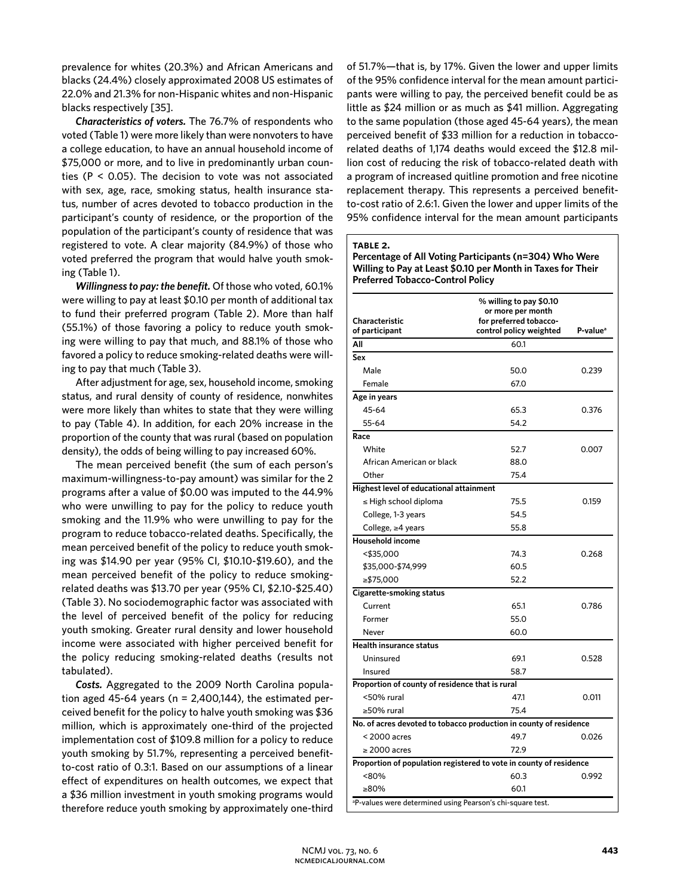prevalence for whites (20.3%) and African Americans and blacks (24.4%) closely approximated 2008 US estimates of 22.0% and 21.3% for non-Hispanic whites and non-Hispanic blacks respectively [35].

***Characteristics of voters.*** The 76.7% of respondents who voted (Table 1) were more likely than were nonvoters to have a college education, to have an annual household income of $75,000 or more, and to live in predominantly urban counties ($P < 0.05$). The decision to vote was not associated with sex, age, race, smoking status, health insurance status, number of acres devoted to tobacco production in the participant's county of residence, or the proportion of the population of the participant's county of residence that was registered to vote. A clear majority (84.9%) of those who voted preferred the program that would halve youth smoking (Table 1).

***Willingness to pay: the benefit.*** Of those who voted, 60.1% were willing to pay at least $0.10 per month of additional tax to fund their preferred program (Table 2). More than half (55.1%) of those favoring a policy to reduce youth smoking were willing to pay that much, and 88.1% of those who favored a policy to reduce smoking-related deaths were willing to pay that much (Table 3).

After adjustment for age, sex, household income, smoking status, and rural density of county of residence, nonwhites were more likely than whites to state that they were willing to pay (Table 4). In addition, for each 20% increase in the proportion of the county that was rural (based on population density), the odds of being willing to pay increased 60%.

The mean perceived benefit (the sum of each person's maximum-willingness-to-pay amount) was similar for the 2 programs after a value of $0.00 was imputed to the 44.9% who were unwilling to pay for the policy to reduce youth smoking and the 11.9% who were unwilling to pay for the program to reduce tobacco-related deaths. Specifically, the mean perceived benefit of the policy to reduce youth smoking was $14.90 per year (95% CI, $10.10-$19.60), and the mean perceived benefit of the policy to reduce smoking-related deaths was $13.70 per year (95% CI, $2.10-$25.40) (Table 3). No sociodemographic factor was associated with the level of perceived benefit of the policy for reducing youth smoking. Greater rural density and lower household income were associated with higher perceived benefit for the policy reducing smoking-related deaths (results not tabulated).

***Costs.*** Aggregated to the 2009 North Carolina population aged 45-64 years (n = 2,400,144), the estimated perceived benefit for the policy to halve youth smoking was $36 million, which is approximately one-third of the projected implementation cost of $109.8 million for a policy to reduce youth smoking by 51.7%, representing a perceived benefit-to-cost ratio of 0.3:1. Based on our assumptions of a linear effect of expenditures on health outcomes, we expect that a $36 million investment in youth smoking programs would therefore reduce youth smoking by approximately one-third of 51.7%—that is, by 17%. Given the lower and upper limits of the 95% confidence interval for the mean amount participants were willing to pay, the perceived benefit could be as little as $24 million or as much as $41 million. Aggregating to the same population (those aged 45-64 years), the mean perceived benefit of $33 million for a reduction in tobacco-related deaths of 1,174 deaths would exceed the $12.8 million cost of reducing the risk of tobacco-related death with a program of increased quitline promotion and free nicotine replacement therapy. This represents a perceived benefit-to-cost ratio of 2.6:1. Given the lower and upper limits of the 95% confidence interval for the mean amount participants

**TABLE 2.**
**Percentage of All Voting Participants (n=304) Who Were Willing to Pay at Least $0.10 per Month in Taxes for Their Preferred Tobacco-Control Policy**

| Characteristic of participant | % willing to pay $0.10 or more per month for preferred tobacco-control policy weighted | P-value[a] |
|---|---|---|
| **All** | 60.1 | |
| **Sex** | | |
| Male | 50.0 | 0.239 |
| Female | 67.0 | |
| **Age in years** | | |
| 45-64 | 65.3 | 0.376 |
| 55-64 | 54.2 | |
| **Race** | | |
| White | 52.7 | 0.007 |
| African American or black | 88.0 | |
| Other | 75.4 | |
| **Highest level of educational attainment** | | |
| ≤ High school diploma | 75.5 | 0.159 |
| College, 1-3 years | 54.5 | |
| College, ≥4 years | 55.8 | |
| **Household income** | | |
| <$35,000 | 74.3 | 0.268 |
| $35,000-$74,999 | 60.5 | |
| ≥$75,000 | 52.2 | |
| **Cigarette-smoking status** | | |
| Current | 65.1 | 0.786 |
| Former | 55.0 | |
| Never | 60.0 | |
| **Health insurance status** | | |
| Uninsured | 69.1 | 0.528 |
| Insured | 58.7 | |
| **Proportion of county of residence that is rural** | | |
| <50% rural | 47.1 | 0.011 |
| ≥50% rural | 75.4 | |
| **No. of acres devoted to tobacco production in county of residence** | | |
| < 2000 acres | 49.7 | 0.026 |
| ≥ 2000 acres | 72.9 | |
| **Proportion of population registered to vote in county of residence** | | |
| <80% | 60.3 | 0.992 |
| ≥80% | 60.1 | |

[a]P-values were determined using Pearson's chi-square test.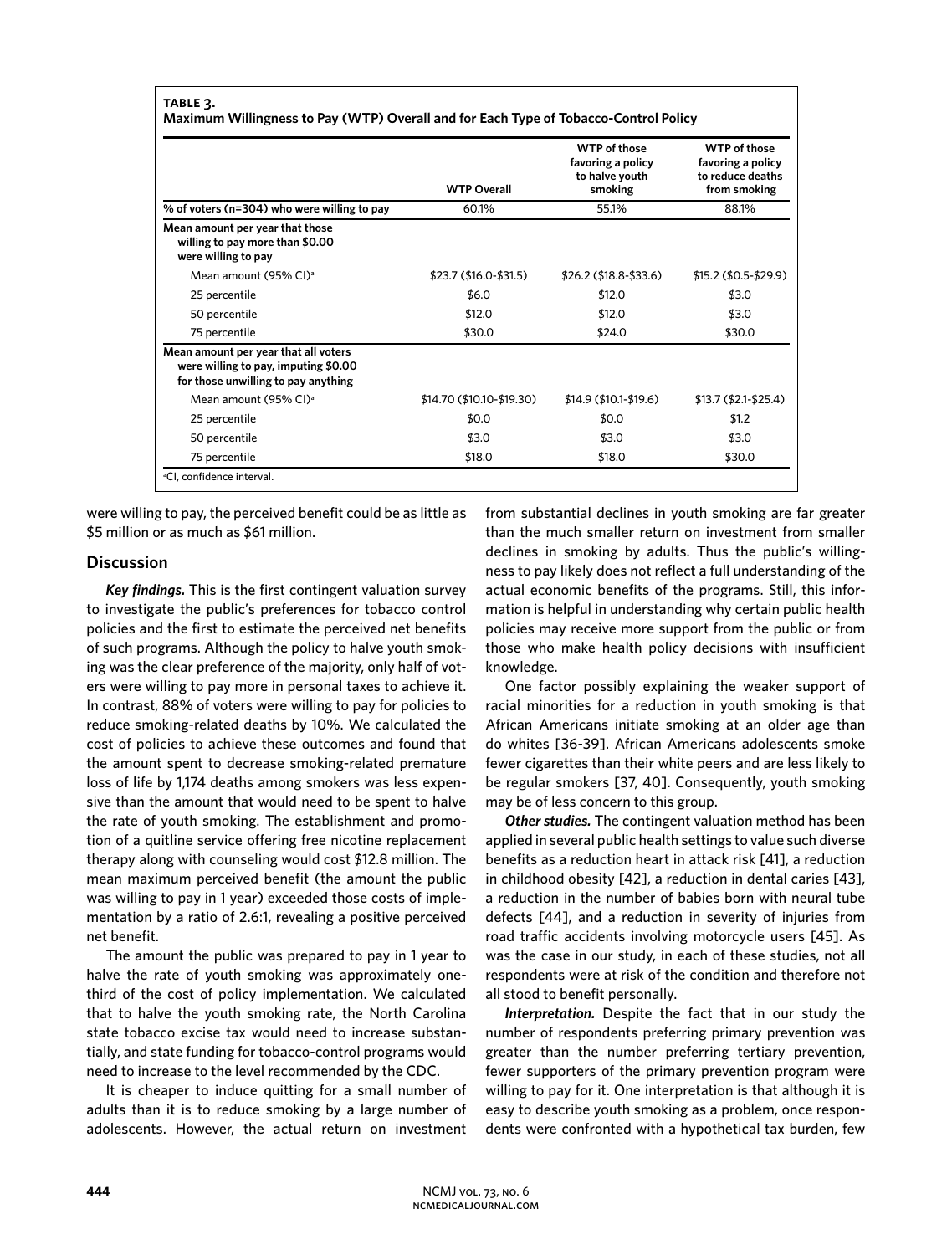**TABLE 3.**
**Maximum Willingness to Pay (WTP) Overall and for Each Type of Tobacco-Control Policy**

| | WTP Overall | WTP of those favoring a policy to halve youth smoking | WTP of those favoring a policy to reduce deaths from smoking |
|---|---|---|---|
| **% of voters (n=304) who were willing to pay** | 60.1% | 55.1% | 88.1% |
| **Mean amount per year that those willing to pay more than $0.00 were willing to pay** | | | |
| Mean amount (95% CI)[a] | $23.7 ($16.0-$31.5) | $26.2 ($18.8-$33.6) | $15.2 ($0.5-$29.9) |
| 25 percentile | $6.0 | $12.0 | $3.0 |
| 50 percentile | $12.0 | $12.0 | $3.0 |
| 75 percentile | $30.0 | $24.0 | $30.0 |
| **Mean amount per year that all voters were willing to pay, imputing $0.00 for those unwilling to pay anything** | | | |
| Mean amount (95% CI)[a] | $14.70 ($10.10-$19.30) | $14.9 ($10.1-$19.6) | $13.7 ($2.1-$25.4) |
| 25 percentile | $0.0 | $0.0 | $1.2 |
| 50 percentile | $3.0 | $3.0 | $3.0 |
| 75 percentile | $18.0 | $18.0 | $30.0 |

[a]CI, confidence interval.

were willing to pay, the perceived benefit could be as little as $5 million or as much as $61 million.

## Discussion

***Key findings.*** This is the first contingent valuation survey to investigate the public's preferences for tobacco control policies and the first to estimate the perceived net benefits of such programs. Although the policy to halve youth smoking was the clear preference of the majority, only half of voters were willing to pay more in personal taxes to achieve it. In contrast, 88% of voters were willing to pay for policies to reduce smoking-related deaths by 10%. We calculated the cost of policies to achieve these outcomes and found that the amount spent to decrease smoking-related premature loss of life by 1,174 deaths among smokers was less expensive than the amount that would need to be spent to halve the rate of youth smoking. The establishment and promotion of a quitline service offering free nicotine replacement therapy along with counseling would cost $12.8 million. The mean maximum perceived benefit (the amount the public was willing to pay in 1 year) exceeded those costs of implementation by a ratio of 2.6:1, revealing a positive perceived net benefit.

The amount the public was prepared to pay in 1 year to halve the rate of youth smoking was approximately one-third of the cost of policy implementation. We calculated that to halve the youth smoking rate, the North Carolina state tobacco excise tax would need to increase substantially, and state funding for tobacco-control programs would need to increase to the level recommended by the CDC.

It is cheaper to induce quitting for a small number of adults than it is to reduce smoking by a large number of adolescents. However, the actual return on investment from substantial declines in youth smoking are far greater than the much smaller return on investment from smaller declines in smoking by adults. Thus the public's willingness to pay likely does not reflect a full understanding of the actual economic benefits of the programs. Still, this information is helpful in understanding why certain public health policies may receive more support from the public or from those who make health policy decisions with insufficient knowledge.

One factor possibly explaining the weaker support of racial minorities for a reduction in youth smoking is that African Americans initiate smoking at an older age than do whites [36-39]. African Americans adolescents smoke fewer cigarettes than their white peers and are less likely to be regular smokers [37, 40]. Consequently, youth smoking may be of less concern to this group.

***Other studies.*** The contingent valuation method has been applied in several public health settings to value such diverse benefits as a reduction heart in attack risk [41], a reduction in childhood obesity [42], a reduction in dental caries [43], a reduction in the number of babies born with neural tube defects [44], and a reduction in severity of injuries from road traffic accidents involving motorcycle users [45]. As was the case in our study, in each of these studies, not all respondents were at risk of the condition and therefore not all stood to benefit personally.

***Interpretation.*** Despite the fact that in our study the number of respondents preferring primary prevention was greater than the number preferring tertiary prevention, fewer supporters of the primary prevention program were willing to pay for it. One interpretation is that although it is easy to describe youth smoking as a problem, once respondents were confronted with a hypothetical tax burden, few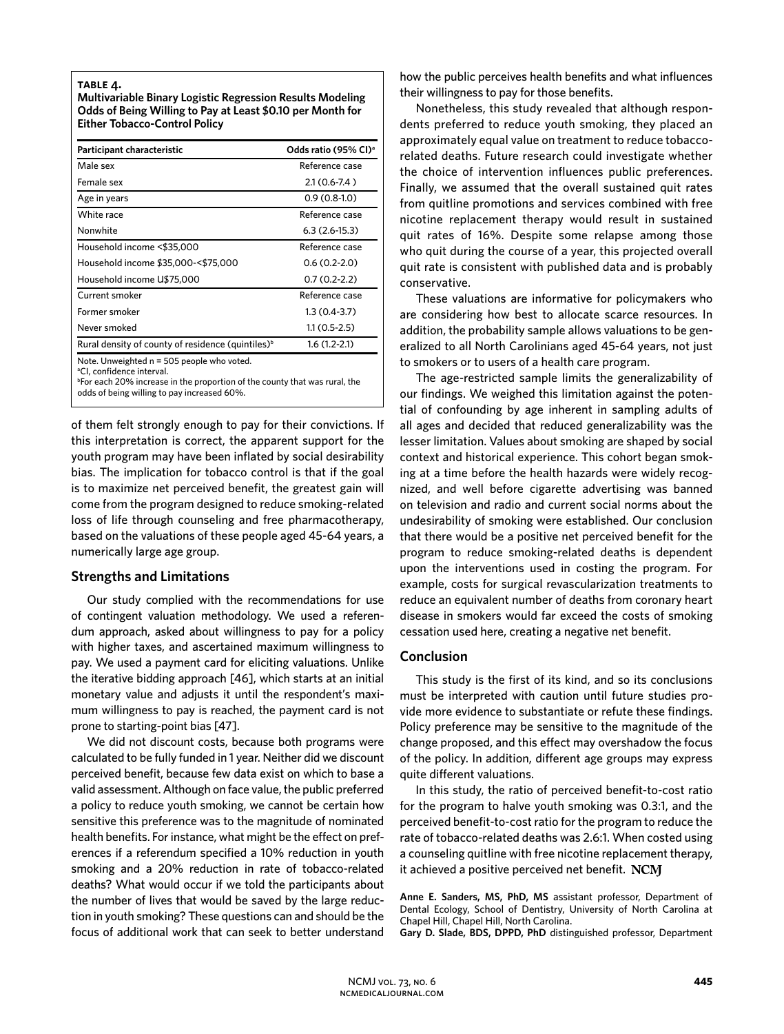**TABLE 4.**
**Multivariable Binary Logistic Regression Results Modeling Odds of Being Willing to Pay at Least $0.10 per Month for Either Tobacco-Control Policy**

| Participant characteristic | Odds ratio (95% CI)[a] |
|---|---|
| Male sex | Reference case |
| Female sex | 2.1 (0.6-7.4 ) |
| Age in years | 0.9 (0.8-1.0) |
| White race | Reference case |
| Nonwhite | 6.3 (2.6-15.3) |
| Household income <$35,000 | Reference case |
| Household income $35,000-<$75,000 | 0.6 (0.2-2.0) |
| Household income U$75,000 | 0.7 (0.2-2.2) |
| Current smoker | Reference case |
| Former smoker | 1.3 (0.4-3.7) |
| Never smoked | 1.1 (0.5-2.5) |
| Rural density of county of residence (quintiles)[b] | 1.6 (1.2-2.1) |

Note. Unweighted n = 505 people who voted.
[a]CI, confidence interval.
[b]For each 20% increase in the proportion of the county that was rural, the odds of being willing to pay increased 60%.

of them felt strongly enough to pay for their convictions. If this interpretation is correct, the apparent support for the youth program may have been inflated by social desirability bias. The implication for tobacco control is that if the goal is to maximize net perceived benefit, the greatest gain will come from the program designed to reduce smoking-related loss of life through counseling and free pharmacotherapy, based on the valuations of these people aged 45-64 years, a numerically large age group.

## Strengths and Limitations

Our study complied with the recommendations for use of contingent valuation methodology. We used a referendum approach, asked about willingness to pay for a policy with higher taxes, and ascertained maximum willingness to pay. We used a payment card for eliciting valuations. Unlike the iterative bidding approach [46], which starts at an initial monetary value and adjusts it until the respondent's maximum willingness to pay is reached, the payment card is not prone to starting-point bias [47].

We did not discount costs, because both programs were calculated to be fully funded in 1 year. Neither did we discount perceived benefit, because few data exist on which to base a valid assessment. Although on face value, the public preferred a policy to reduce youth smoking, we cannot be certain how sensitive this preference was to the magnitude of nominated health benefits. For instance, what might be the effect on preferences if a referendum specified a 10% reduction in youth smoking and a 20% reduction in rate of tobacco-related deaths? What would occur if we told the participants about the number of lives that would be saved by the large reduction in youth smoking? These questions can and should be the focus of additional work that can seek to better understand how the public perceives health benefits and what influences their willingness to pay for those benefits.

Nonetheless, this study revealed that although respondents preferred to reduce youth smoking, they placed an approximately equal value on treatment to reduce tobacco-related deaths. Future research could investigate whether the choice of intervention influences public preferences. Finally, we assumed that the overall sustained quit rates from quitline promotions and services combined with free nicotine replacement therapy would result in sustained quit rates of 16%. Despite some relapse among those who quit during the course of a year, this projected overall quit rate is consistent with published data and is probably conservative.

These valuations are informative for policymakers who are considering how best to allocate scarce resources. In addition, the probability sample allows valuations to be generalized to all North Carolinians aged 45-64 years, not just to smokers or to users of a health care program.

The age-restricted sample limits the generalizability of our findings. We weighed this limitation against the potential of confounding by age inherent in sampling adults of all ages and decided that reduced generalizability was the lesser limitation. Values about smoking are shaped by social context and historical experience. This cohort began smoking at a time before the health hazards were widely recognized, and well before cigarette advertising was banned on television and radio and current social norms about the undesirability of smoking were established. Our conclusion that there would be a positive net perceived benefit for the program to reduce smoking-related deaths is dependent upon the interventions used in costing the program. For example, costs for surgical revascularization treatments to reduce an equivalent number of deaths from coronary heart disease in smokers would far exceed the costs of smoking cessation used here, creating a negative net benefit.

## Conclusion

This study is the first of its kind, and so its conclusions must be interpreted with caution until future studies provide more evidence to substantiate or refute these findings. Policy preference may be sensitive to the magnitude of the change proposed, and this effect may overshadow the focus of the policy. In addition, different age groups may express quite different valuations.

In this study, the ratio of perceived benefit-to-cost ratio for the program to halve youth smoking was 0.3:1, and the perceived benefit-to-cost ratio for the program to reduce the rate of tobacco-related deaths was 2.6:1. When costed using a counseling quitline with free nicotine replacement therapy, it achieved a positive perceived net benefit. NCMJ

**Anne E. Sanders, MS, PhD, MS** assistant professor, Department of Dental Ecology, School of Dentistry, University of North Carolina at Chapel Hill, Chapel Hill, North Carolina.
**Gary D. Slade, BDS, DPPD, PhD** distinguished professor, Department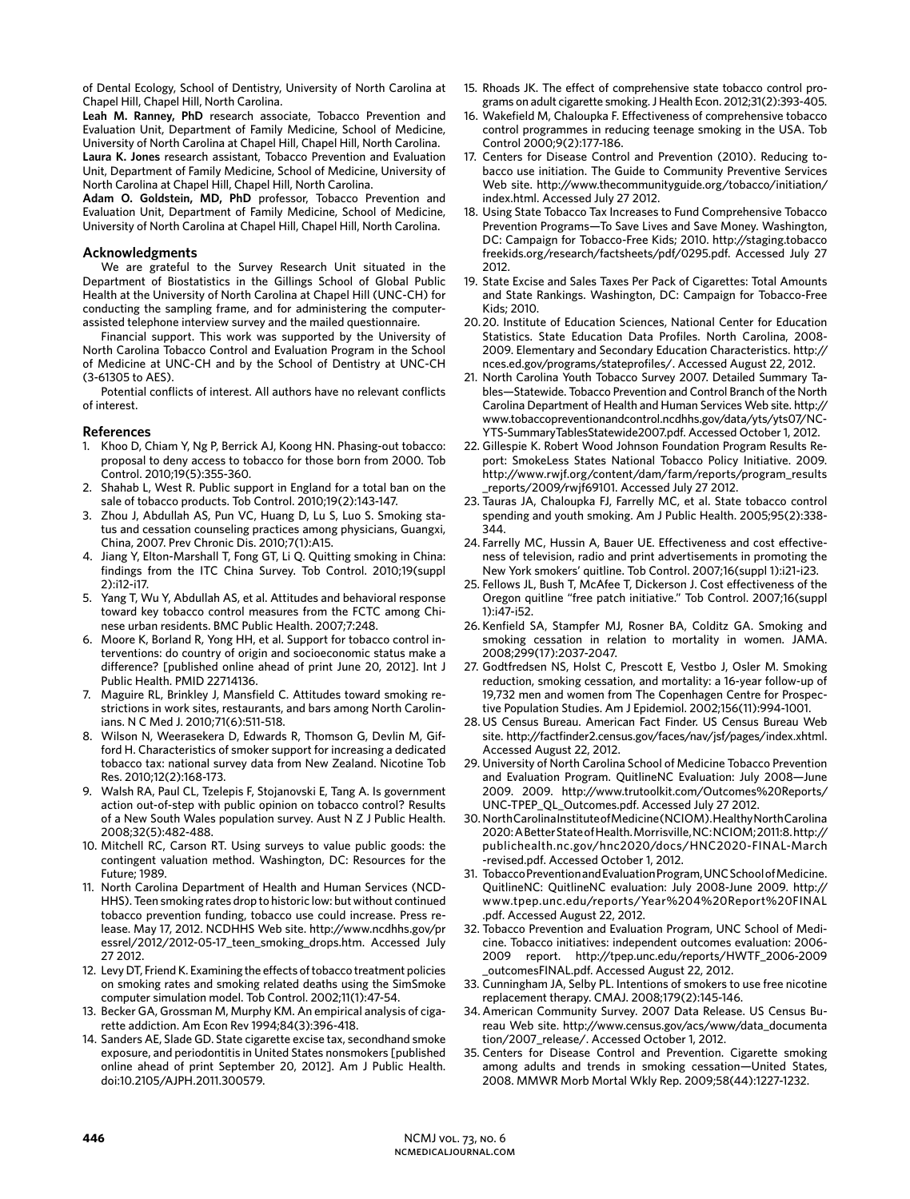of Dental Ecology, School of Dentistry, University of North Carolina at Chapel Hill, Chapel Hill, North Carolina.

**Leah M. Ranney, PhD** research associate, Tobacco Prevention and Evaluation Unit, Department of Family Medicine, School of Medicine, University of North Carolina at Chapel Hill, Chapel Hill, North Carolina.

**Laura K. Jones** research assistant, Tobacco Prevention and Evaluation Unit, Department of Family Medicine, School of Medicine, University of North Carolina at Chapel Hill, Chapel Hill, North Carolina.

**Adam O. Goldstein, MD, PhD** professor, Tobacco Prevention and Evaluation Unit, Department of Family Medicine, School of Medicine, University of North Carolina at Chapel Hill, Chapel Hill, North Carolina.

## Acknowledgments

We are grateful to the Survey Research Unit situated in the Department of Biostatistics in the Gillings School of Global Public Health at the University of North Carolina at Chapel Hill (UNC-CH) for conducting the sampling frame, and for administering the computer-assisted telephone interview survey and the mailed questionnaire.

Financial support. This work was supported by the University of North Carolina Tobacco Control and Evaluation Program in the School of Medicine at UNC-CH and by the School of Dentistry at UNC-CH (3-61305 to AES).

Potential conflicts of interest. All authors have no relevant conflicts of interest.

## References

1. Khoo D, Chiam Y, Ng P, Berrick AJ, Koong HN. Phasing-out tobacco: proposal to deny access to tobacco for those born from 2000. Tob Control. 2010;19(5):355-360.
2. Shahab L, West R. Public support in England for a total ban on the sale of tobacco products. Tob Control. 2010;19(2):143-147.
3. Zhou J, Abdullah AS, Pun VC, Huang D, Lu S, Luo S. Smoking status and cessation counseling practices among physicians, Guangxi, China, 2007. Prev Chronic Dis. 2010;7(1):A15.
4. Jiang Y, Elton-Marshall T, Fong GT, Li Q. Quitting smoking in China: findings from the ITC China Survey. Tob Control. 2010;19(suppl 2):i12-i17.
5. Yang T, Wu Y, Abdullah AS, et al. Attitudes and behavioral response toward key tobacco control measures from the FCTC among Chinese urban residents. BMC Public Health. 2007;7:248.
6. Moore K, Borland R, Yong HH, et al. Support for tobacco control interventions: do country of origin and socioeconomic status make a difference? [published online ahead of print June 20, 2012]. Int J Public Health. PMID 22714136.
7. Maguire RL, Brinkley J, Mansfield C. Attitudes toward smoking restrictions in work sites, restaurants, and bars among North Carolinians. N C Med J. 2010;71(6):511-518.
8. Wilson N, Weerasekera D, Edwards R, Thomson G, Devlin M, Gifford H. Characteristics of smoker support for increasing a dedicated tobacco tax: national survey data from New Zealand. Nicotine Tob Res. 2010;12(2):168-173.
9. Walsh RA, Paul CL, Tzelepis F, Stojanovski E, Tang A. Is government action out-of-step with public opinion on tobacco control? Results of a New South Wales population survey. Aust N Z J Public Health. 2008;32(5):482-488.
10. Mitchell RC, Carson RT. Using surveys to value public goods: the contingent valuation method. Washington, DC: Resources for the Future; 1989.
11. North Carolina Department of Health and Human Services (NCDHHS). Teen smoking rates drop to historic low: but without continued tobacco prevention funding, tobacco use could increase. Press release. May 17, 2012. NCDHHS Web site. http://www.ncdhhs.gov/pressrel/2012/2012-05-17_teen_smoking_drops.htm. Accessed July 27 2012.
12. Levy DT, Friend K. Examining the effects of tobacco treatment policies on smoking rates and smoking related deaths using the SimSmoke computer simulation model. Tob Control. 2002;11(1):47-54.
13. Becker GA, Grossman M, Murphy KM. An empirical analysis of cigarette addiction. Am Econ Rev 1994;84(3):396-418.
14. Sanders AE, Slade GD. State cigarette excise tax, secondhand smoke exposure, and periodontitis in United States nonsmokers [published online ahead of print September 20, 2012]. Am J Public Health. doi:10.2105/AJPH.2011.300579.
15. Rhoads JK. The effect of comprehensive state tobacco control programs on adult cigarette smoking. J Health Econ. 2012;31(2):393-405.
16. Wakefield M, Chaloupka F. Effectiveness of comprehensive tobacco control programmes in reducing teenage smoking in the USA. Tob Control 2000;9(2):177-186.
17. Centers for Disease Control and Prevention (2010). Reducing tobacco use initiation. The Guide to Community Preventive Services Web site. http://www.thecommunityguide.org/tobacco/initiation/index.html. Accessed July 27 2012.
18. Using State Tobacco Tax Increases to Fund Comprehensive Tobacco Prevention Programs—To Save Lives and Save Money. Washington, DC: Campaign for Tobacco-Free Kids; 2010. http://staging.tobaccofreekids.org/research/factsheets/pdf/0295.pdf. Accessed July 27 2012.
19. State Excise and Sales Taxes Per Pack of Cigarettes: Total Amounts and State Rankings. Washington, DC: Campaign for Tobacco-Free Kids; 2010.
20. 20. Institute of Education Sciences, National Center for Education Statistics. State Education Data Profiles. North Carolina, 2008-2009. Elementary and Secondary Education Characteristics. http://nces.ed.gov/programs/stateprofiles/. Accessed August 22, 2012.
21. North Carolina Youth Tobacco Survey 2007. Detailed Summary Tables—Statewide. Tobacco Prevention and Control Branch of the North Carolina Department of Health and Human Services Web site. http://www.tobaccopreventionandcontrol.ncdhhs.gov/data/yts/yts07/NC-YTS-SummaryTablesStatewide2007.pdf. Accessed October 1, 2012.
22. Gillespie K. Robert Wood Johnson Foundation Program Results Report: SmokeLess States National Tobacco Policy Initiative. 2009. http://www.rwjf.org/content/dam/farm/reports/program_results_reports/2009/rwjf69101. Accessed July 27 2012.
23. Tauras JA, Chaloupka FJ, Farrelly MC, et al. State tobacco control spending and youth smoking. Am J Public Health. 2005;95(2):338-344.
24. Farrelly MC, Hussin A, Bauer UE. Effectiveness and cost effectiveness of television, radio and print advertisements in promoting the New York smokers' quitline. Tob Control. 2007;16(suppl 1):i21-i23.
25. Fellows JL, Bush T, McAfee T, Dickerson J. Cost effectiveness of the Oregon quitline "free patch initiative." Tob Control. 2007;16(suppl 1):i47-i52.
26. Kenfield SA, Stampfer MJ, Rosner BA, Colditz GA. Smoking and smoking cessation in relation to mortality in women. JAMA. 2008;299(17):2037-2047.
27. Godtfredsen NS, Holst C, Prescott E, Vestbo J, Osler M. Smoking reduction, smoking cessation, and mortality: a 16-year follow-up of 19,732 men and women from The Copenhagen Centre for Prospective Population Studies. Am J Epidemiol. 2002;156(11):994-1001.
28. US Census Bureau. American Fact Finder. US Census Bureau Web site. http://factfinder2.census.gov/faces/nav/jsf/pages/index.xhtml. Accessed August 22, 2012.
29. University of North Carolina School of Medicine Tobacco Prevention and Evaluation Program. QuitlineNC Evaluation: July 2008—June 2009. 2009. http://www.trutoolkit.com/Outcomes%20Reports/UNC-TPEP_QL_Outcomes.pdf. Accessed July 27 2012.
30. North Carolina Institute of Medicine (NCIOM). Healthy North Carolina 2020: A Better State of Health. Morrisville, NC: NCIOM; 2011:8. http://publichealth.nc.gov/hnc2020/docs/HNC2020-FINAL-March-revised.pdf. Accessed October 1, 2012.
31. Tobacco Prevention and Evaluation Program, UNC School of Medicine. QuitlineNC: QuitlineNC evaluation: July 2008-June 2009. http://www.tpep.unc.edu/reports/Year%204%20Report%20FINAL.pdf. Accessed August 22, 2012.
32. Tobacco Prevention and Evaluation Program, UNC School of Medicine. Tobacco initiatives: independent outcomes evaluation: 2006-2009 report. http://tpep.unc.edu/reports/HWTF_2006-2009_outcomesFINAL.pdf. Accessed August 22, 2012.
33. Cunningham JA, Selby PL. Intentions of smokers to use free nicotine replacement therapy. CMAJ. 2008;179(2):145-146.
34. American Community Survey. 2007 Data Release. US Census Bureau Web site. http://www.census.gov/acs/www/data_documentation/2007_release/. Accessed October 1, 2012.
35. Centers for Disease Control and Prevention. Cigarette smoking among adults and trends in smoking cessation—United States, 2008. MMWR Morb Mortal Wkly Rep. 2009;58(44):1227-1232.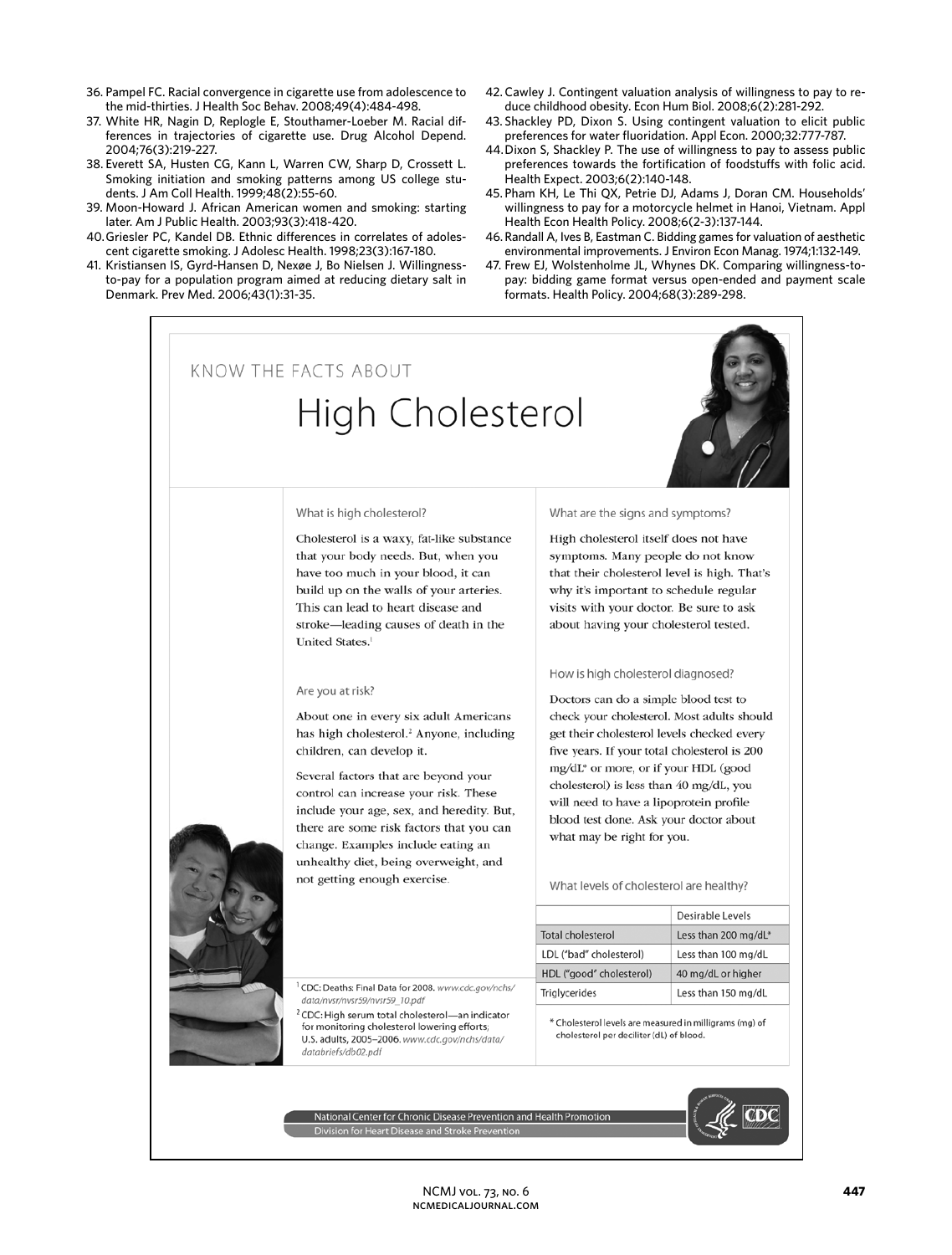36. Pampel FC. Racial convergence in cigarette use from adolescence to the mid-thirties. J Health Soc Behav. 2008;49(4):484-498.
37. White HR, Nagin D, Replogle E, Stouthamer-Loeber M. Racial differences in trajectories of cigarette use. Drug Alcohol Depend. 2004;76(3):219-227.
38. Everett SA, Husten CG, Kann L, Warren CW, Sharp D, Crossett L. Smoking initiation and smoking patterns among US college students. J Am Coll Health. 1999;48(2):55-60.
39. Moon-Howard J. African American women and smoking: starting later. Am J Public Health. 2003;93(3):418-420.
40. Griesler PC, Kandel DB. Ethnic differences in correlates of adolescent cigarette smoking. J Adolesc Health. 1998;23(3):167-180.
41. Kristiansen IS, Gyrd-Hansen D, Nexøe J, Bo Nielsen J. Willingness-to-pay for a population program aimed at reducing dietary salt in Denmark. Prev Med. 2006;43(1):31-35.
42. Cawley J. Contingent valuation analysis of willingness to pay to reduce childhood obesity. Econ Hum Biol. 2008;6(2):281-292.
43. Shackley PD, Dixon S. Using contingent valuation to elicit public preferences for water fluoridation. Appl Econ. 2000;32:777-787.
44. Dixon S, Shackley P. The use of willingness to pay to assess public preferences towards the fortification of foodstuffs with folic acid. Health Expect. 2003;6(2):140-148.
45. Pham KH, Le Thi QX, Petrie DJ, Adams J, Doran CM. Households' willingness to pay for a motorcycle helmet in Hanoi, Vietnam. Appl Health Econ Health Policy. 2008;6(2-3):137-144.
46. Randall A, Ives B, Eastman C. Bidding games for valuation of aesthetic environmental improvements. J Environ Econ Manag. 1974;1:132-149.
47. Frew EJ, Wolstenholme JL, Whynes DK. Comparing willingness-to-pay: bidding game format versus open-ended and payment scale formats. Health Policy. 2004;68(3):289-298.

KNOW THE FACTS ABOUT

# High Cholesterol

### What is high cholesterol?

Cholesterol is a waxy, fat-like substance that your body needs. But, when you have too much in your blood, it can build up on the walls of your arteries. This can lead to heart disease and stroke—leading causes of death in the United States.[1]

### Are you at risk?

About one in every six adult Americans has high cholesterol.[2] Anyone, including children, can develop it.

Several factors that are beyond your control can increase your risk. These include your age, sex, and heredity. But, there are some risk factors that you can change. Examples include eating an unhealthy diet, being overweight, and not getting enough exercise.

[1] CDC: Deaths: Final Data for 2008. *www.cdc.gov/nchs/data/nvsr/nvsr59/nvsr59_10.pdf*

[2] CDC: High serum total cholesterol—an indicator for monitoring cholesterol lowering efforts; U.S. adults, 2005–2006. *www.cdc.gov/nchs/data/databriefs/db02.pdf*

### What are the signs and symptoms?

High cholesterol itself does not have symptoms. Many people do not know that their cholesterol level is high. That's why it's important to schedule regular visits with your doctor. Be sure to ask about having your cholesterol tested.

### How is high cholesterol diagnosed?

Doctors can do a simple blood test to check your cholesterol. Most adults should get their cholesterol levels checked every five years. If your total cholesterol is 200 mg/dL* or more, or if your HDL (good cholesterol) is less than 40 mg/dL, you will need to have a lipoprotein profile blood test done. Ask your doctor about what may be right for you.

### What levels of cholesterol are healthy?

| | Desirable Levels |
|---|---|
| Total cholesterol | Less than 200 mg/dL* |
| LDL ("bad" cholesterol) | Less than 100 mg/dL |
| HDL ("good" cholesterol) | 40 mg/dL or higher |
| Triglycerides | Less than 150 mg/dL |

* Cholesterol levels are measured in milligrams (mg) of cholesterol per deciliter (dL) of blood.

National Center for Chronic Disease Prevention and Health Promotion
Division for Heart Disease and Stroke Prevention

CDC